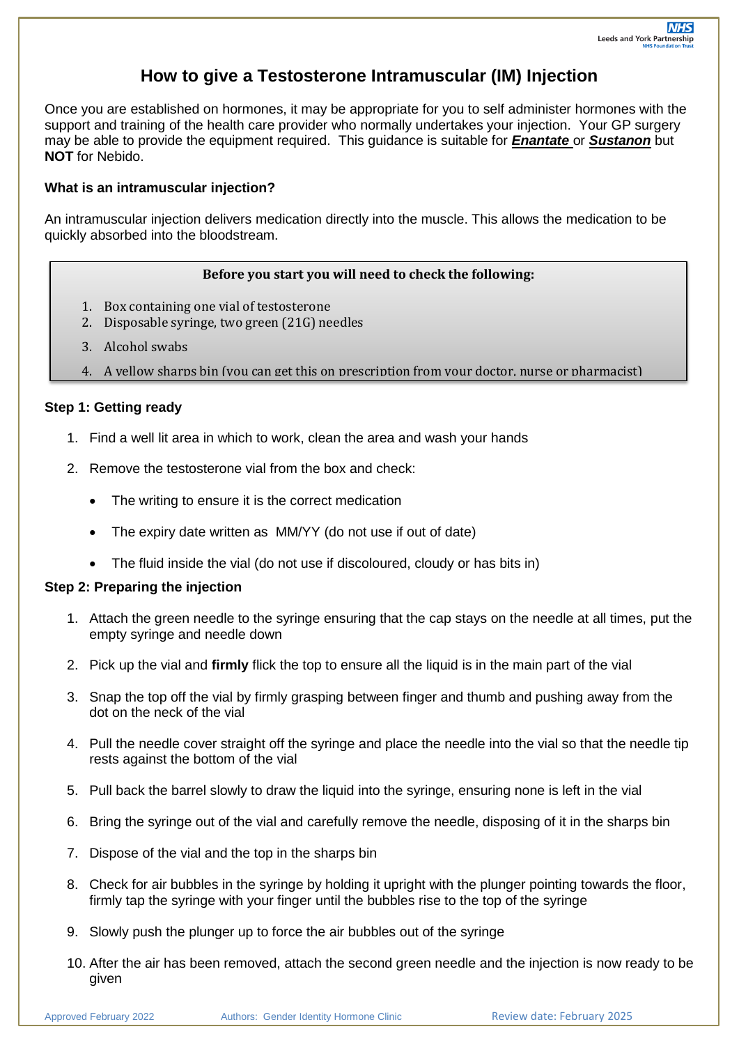# How to give a Testosterone Intramuscular (IM) Injection

Once you are established on hormones, it may be appropriate for you to self administer hormones with the support and training of the health care provider who normally undertakes your injection. Your GP surgery may be able to provide the equipment required. This guidance is suitable for ***Enantate*** or ***Sustanon*** but **NOT** for Nebido.

**What is an intramuscular injection?**

An intramuscular injection delivers medication directly into the muscle. This allows the medication to be quickly absorbed into the bloodstream.

**Before you start you will need to check the following:**

1. Box containing one vial of testosterone
2. Disposable syringe, two green (21G) needles
3. Alcohol swabs
4. A yellow sharps bin (you can get this on prescription from your doctor, nurse or pharmacist)

**Step 1: Getting ready**

1. Find a well lit area in which to work, clean the area and wash your hands
2. Remove the testosterone vial from the box and check:
   - The writing to ensure it is the correct medication
   - The expiry date written as MM/YY (do not use if out of date)
   - The fluid inside the vial (do not use if discoloured, cloudy or has bits in)

**Step 2: Preparing the injection**

1. Attach the green needle to the syringe ensuring that the cap stays on the needle at all times, put the empty syringe and needle down
2. Pick up the vial and **firmly** flick the top to ensure all the liquid is in the main part of the vial
3. Snap the top off the vial by firmly grasping between finger and thumb and pushing away from the dot on the neck of the vial
4. Pull the needle cover straight off the syringe and place the needle into the vial so that the needle tip rests against the bottom of the vial
5. Pull back the barrel slowly to draw the liquid into the syringe, ensuring none is left in the vial
6. Bring the syringe out of the vial and carefully remove the needle, disposing of it in the sharps bin
7. Dispose of the vial and the top in the sharps bin
8. Check for air bubbles in the syringe by holding it upright with the plunger pointing towards the floor, firmly tap the syringe with your finger until the bubbles rise to the top of the syringe
9. Slowly push the plunger up to force the air bubbles out of the syringe
10. After the air has been removed, attach the second green needle and the injection is now ready to be given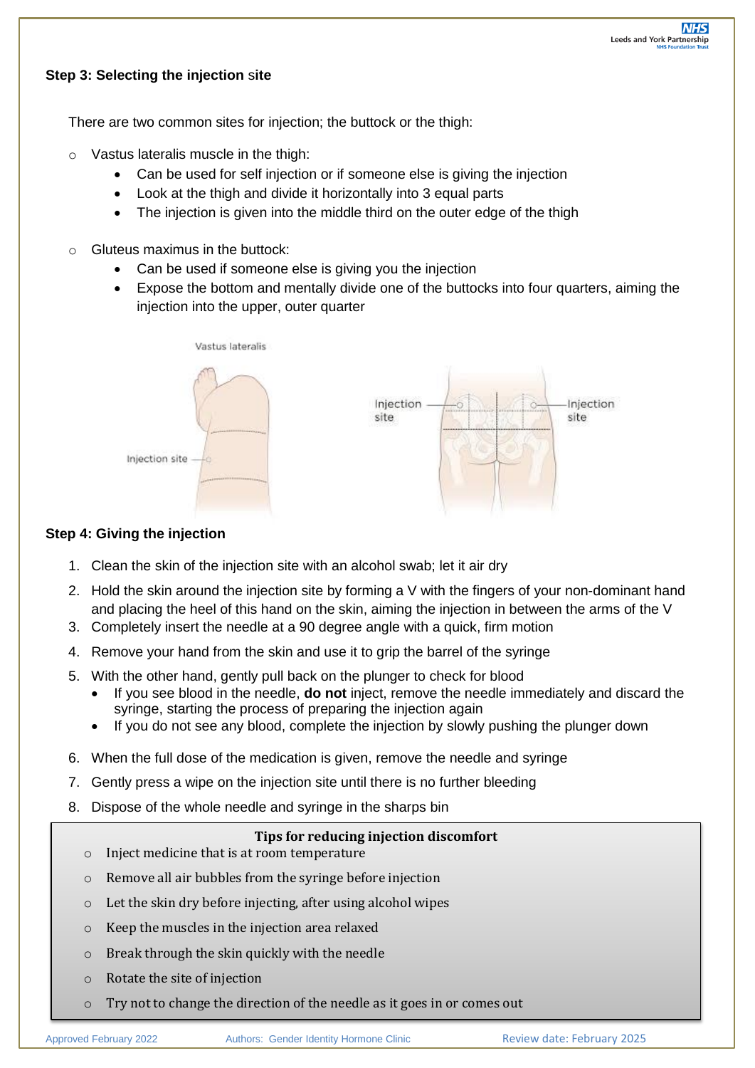### Step 3: Selecting the injection site

There are two common sites for injection; the buttock or the thigh:

- Vastus lateralis muscle in the thigh:
  - Can be used for self injection or if someone else is giving the injection
  - Look at the thigh and divide it horizontally into 3 equal parts
  - The injection is given into the middle third on the outer edge of the thigh
- Gluteus maximus in the buttock:
  - Can be used if someone else is giving you the injection
  - Expose the bottom and mentally divide one of the buttocks into four quarters, aiming the injection into the upper, outer quarter

Vastus lateralis

Injection site

Injection site

Injection site

### Step 4: Giving the injection

1. Clean the skin of the injection site with an alcohol swab; let it air dry
2. Hold the skin around the injection site by forming a V with the fingers of your non-dominant hand and placing the heel of this hand on the skin, aiming the injection in between the arms of the V
3. Completely insert the needle at a 90 degree angle with a quick, firm motion
4. Remove your hand from the skin and use it to grip the barrel of the syringe
5. With the other hand, gently pull back on the plunger to check for blood
   - If you see blood in the needle, **do not** inject, remove the needle immediately and discard the syringe, starting the process of preparing the injection again
   - If you do not see any blood, complete the injection by slowly pushing the plunger down
6. When the full dose of the medication is given, remove the needle and syringe
7. Gently press a wipe on the injection site until there is no further bleeding
8. Dispose of the whole needle and syringe in the sharps bin

**Tips for reducing injection discomfort**

- Inject medicine that is at room temperature
- Remove all air bubbles from the syringe before injection
- Let the skin dry before injecting, after using alcohol wipes
- Keep the muscles in the injection area relaxed
- Break through the skin quickly with the needle
- Rotate the site of injection
- Try not to change the direction of the needle as it goes in or comes out

Approved February 2022 Authors: Gender Identity Hormone Clinic Review date: February 2025